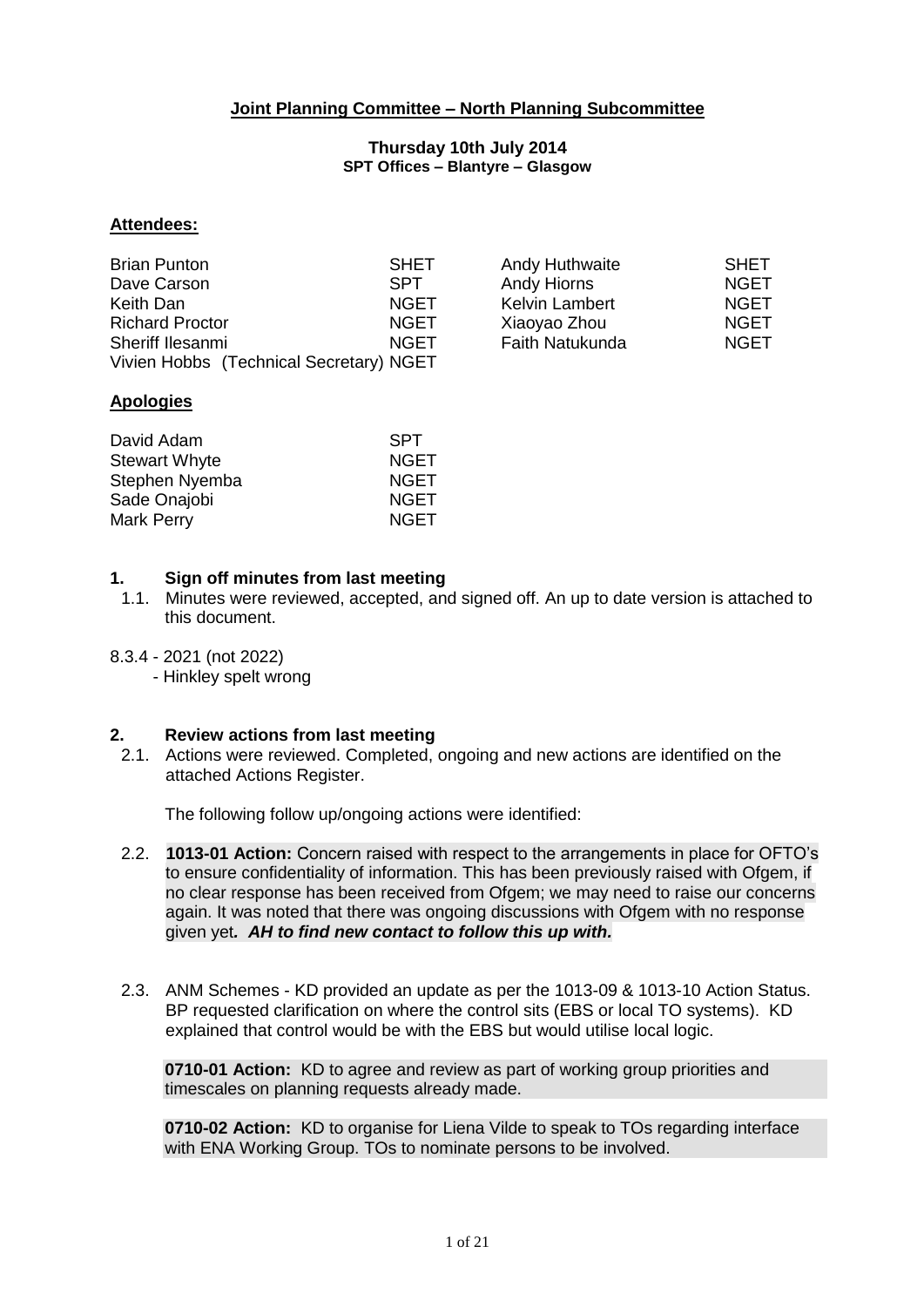## Joint Planning Committee – North Planning Subcommittee

**Thursday 10th July 2014**
**SPT Offices – Blantyre – Glasgow**

### Attendees:

| | | | |
|---|---|---|---|
| Brian Punton | SHET | Andy Huthwaite | SHET |
| Dave Carson | SPT | Andy Hiorns | NGET |
| Keith Dan | NGET | Kelvin Lambert | NGET |
| Richard Proctor | NGET | Xiaoyao Zhou | NGET |
| Sheriff Ilesanmi | NGET | Faith Natukunda | NGET |
| Vivien Hobbs (Technical Secretary) | NGET | | |

### Apologies

| | |
|---|---|
| David Adam | SPT |
| Stewart Whyte | NGET |
| Stephen Nyemba | NGET |
| Sade Onajobi | NGET |
| Mark Perry | NGET |

### 1. Sign off minutes from last meeting

1.1. Minutes were reviewed, accepted, and signed off. An up to date version is attached to this document.

8.3.4 - 2021 (not 2022)
- Hinkley spelt wrong

### 2. Review actions from last meeting

2.1. Actions were reviewed. Completed, ongoing and new actions are identified on the attached Actions Register.

The following follow up/ongoing actions were identified:

2.2. **1013-01 Action:** Concern raised with respect to the arrangements in place for OFTO's to ensure confidentiality of information. This has been previously raised with Ofgem, if no clear response has been received from Ofgem; we may need to raise our concerns again. It was noted that there was ongoing discussions with Ofgem with no response given yet***. AH to find new contact to follow this up with.***

2.3. ANM Schemes - KD provided an update as per the 1013-09 & 1013-10 Action Status. BP requested clarification on where the control sits (EBS or local TO systems). KD explained that control would be with the EBS but would utilise local logic.

**0710-01 Action:** KD to agree and review as part of working group priorities and timescales on planning requests already made.

**0710-02 Action:** KD to organise for Liena Vilde to speak to TOs regarding interface with ENA Working Group. TOs to nominate persons to be involved.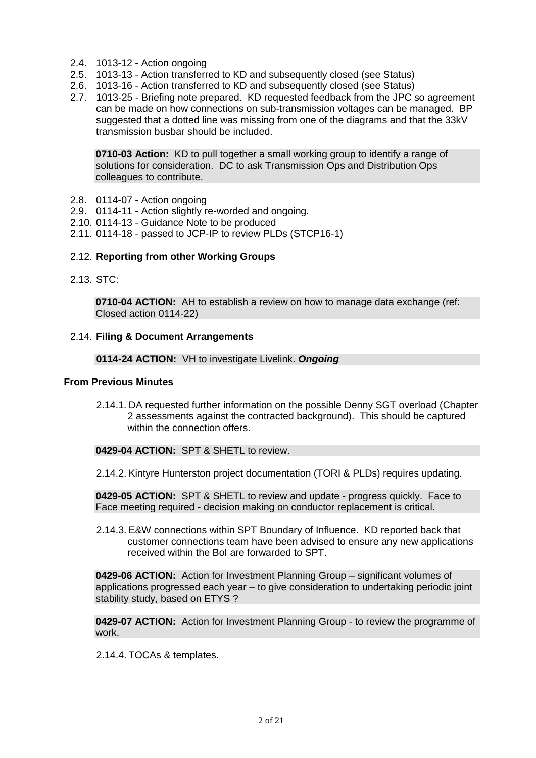2.4. 1013-12 - Action ongoing

2.5. 1013-13 - Action transferred to KD and subsequently closed (see Status)

2.6. 1013-16 - Action transferred to KD and subsequently closed (see Status)

2.7. 1013-25 - Briefing note prepared. KD requested feedback from the JPC so agreement can be made on how connections on sub-transmission voltages can be managed. BP suggested that a dotted line was missing from one of the diagrams and that the 33kV transmission busbar should be included.

> **0710-03 Action:** KD to pull together a small working group to identify a range of solutions for consideration. DC to ask Transmission Ops and Distribution Ops colleagues to contribute.

2.8. 0114-07 - Action ongoing

2.9. 0114-11 - Action slightly re-worded and ongoing.

2.10. 0114-13 - Guidance Note to be produced

2.11. 0114-18 - passed to JCP-IP to review PLDs (STCP16-1)

2.12. **Reporting from other Working Groups**

2.13. STC:

> **0710-04 ACTION:** AH to establish a review on how to manage data exchange (ref: Closed action 0114-22)

2.14. **Filing & Document Arrangements**

> **0114-24 ACTION:** VH to investigate Livelink. ***Ongoing***

**From Previous Minutes**

2.14.1. DA requested further information on the possible Denny SGT overload (Chapter 2 assessments against the contracted background). This should be captured within the connection offers.

> **0429-04 ACTION:** SPT & SHETL to review.

2.14.2. Kintyre Hunterston project documentation (TORI & PLDs) requires updating.

> **0429-05 ACTION:** SPT & SHETL to review and update - progress quickly. Face to Face meeting required - decision making on conductor replacement is critical.

2.14.3. E&W connections within SPT Boundary of Influence. KD reported back that customer connections team have been advised to ensure any new applications received within the BoI are forwarded to SPT.

> **0429-06 ACTION:** Action for Investment Planning Group – significant volumes of applications progressed each year – to give consideration to undertaking periodic joint stability study, based on ETYS ?

> **0429-07 ACTION:** Action for Investment Planning Group - to review the programme of work.

2.14.4. TOCAs & templates.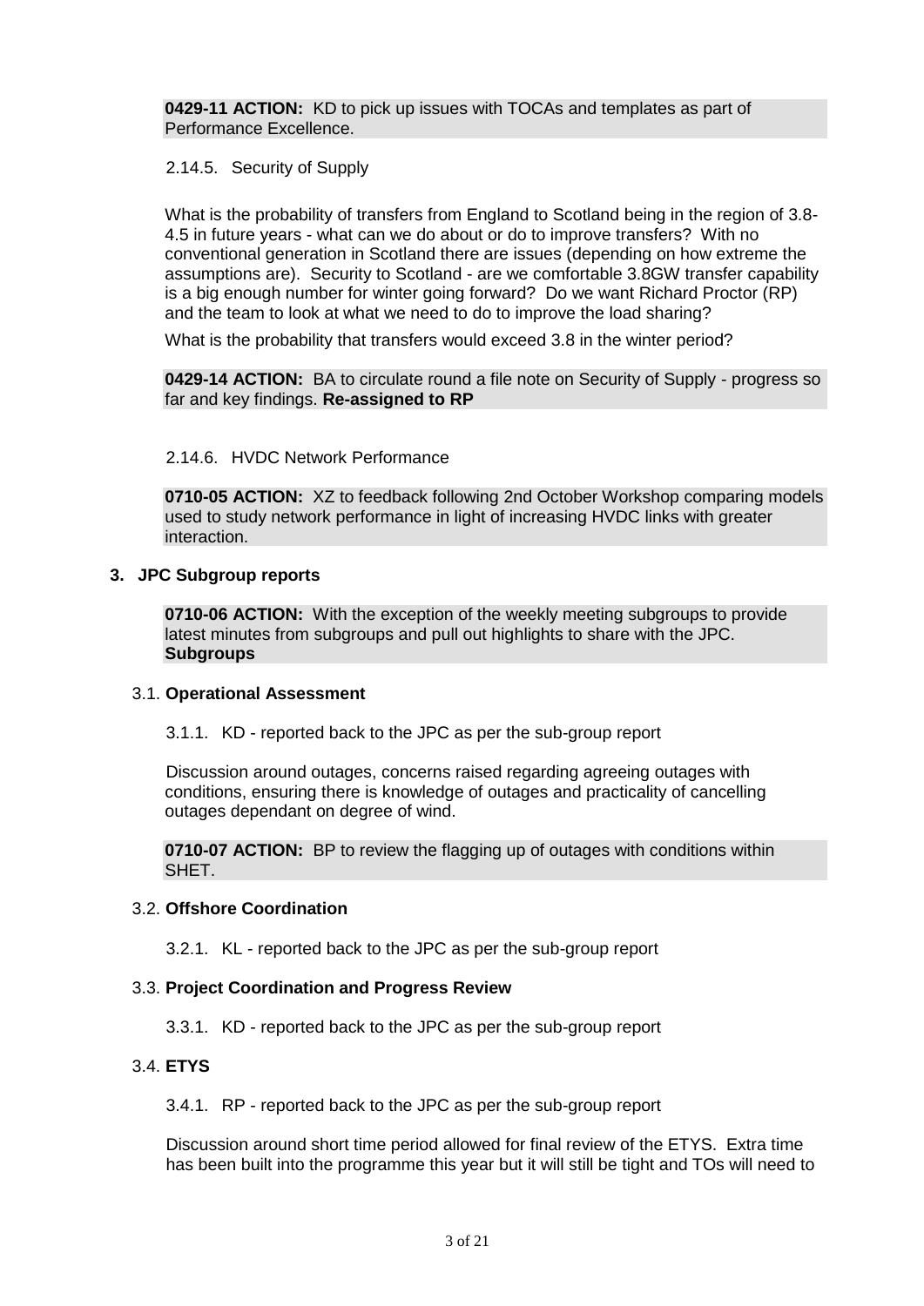**0429-11 ACTION:** KD to pick up issues with TOCAs and templates as part of Performance Excellence.

2.14.5. Security of Supply

What is the probability of transfers from England to Scotland being in the region of 3.8-4.5 in future years - what can we do about or do to improve transfers? With no conventional generation in Scotland there are issues (depending on how extreme the assumptions are). Security to Scotland - are we comfortable 3.8GW transfer capability is a big enough number for winter going forward? Do we want Richard Proctor (RP) and the team to look at what we need to do to improve the load sharing?

What is the probability that transfers would exceed 3.8 in the winter period?

**0429-14 ACTION:** BA to circulate round a file note on Security of Supply - progress so far and key findings. **Re-assigned to RP**

2.14.6. HVDC Network Performance

**0710-05 ACTION:** XZ to feedback following 2nd October Workshop comparing models used to study network performance in light of increasing HVDC links with greater interaction.

## 3. JPC Subgroup reports

**0710-06 ACTION:** With the exception of the weekly meeting subgroups to provide latest minutes from subgroups and pull out highlights to share with the JPC. **Subgroups**

### 3.1. Operational Assessment

3.1.1. KD - reported back to the JPC as per the sub-group report

Discussion around outages, concerns raised regarding agreeing outages with conditions, ensuring there is knowledge of outages and practicality of cancelling outages dependant on degree of wind.

**0710-07 ACTION:** BP to review the flagging up of outages with conditions within SHET.

### 3.2. Offshore Coordination

3.2.1. KL - reported back to the JPC as per the sub-group report

### 3.3. Project Coordination and Progress Review

3.3.1. KD - reported back to the JPC as per the sub-group report

### 3.4. ETYS

3.4.1. RP - reported back to the JPC as per the sub-group report

Discussion around short time period allowed for final review of the ETYS. Extra time has been built into the programme this year but it will still be tight and TOs will need to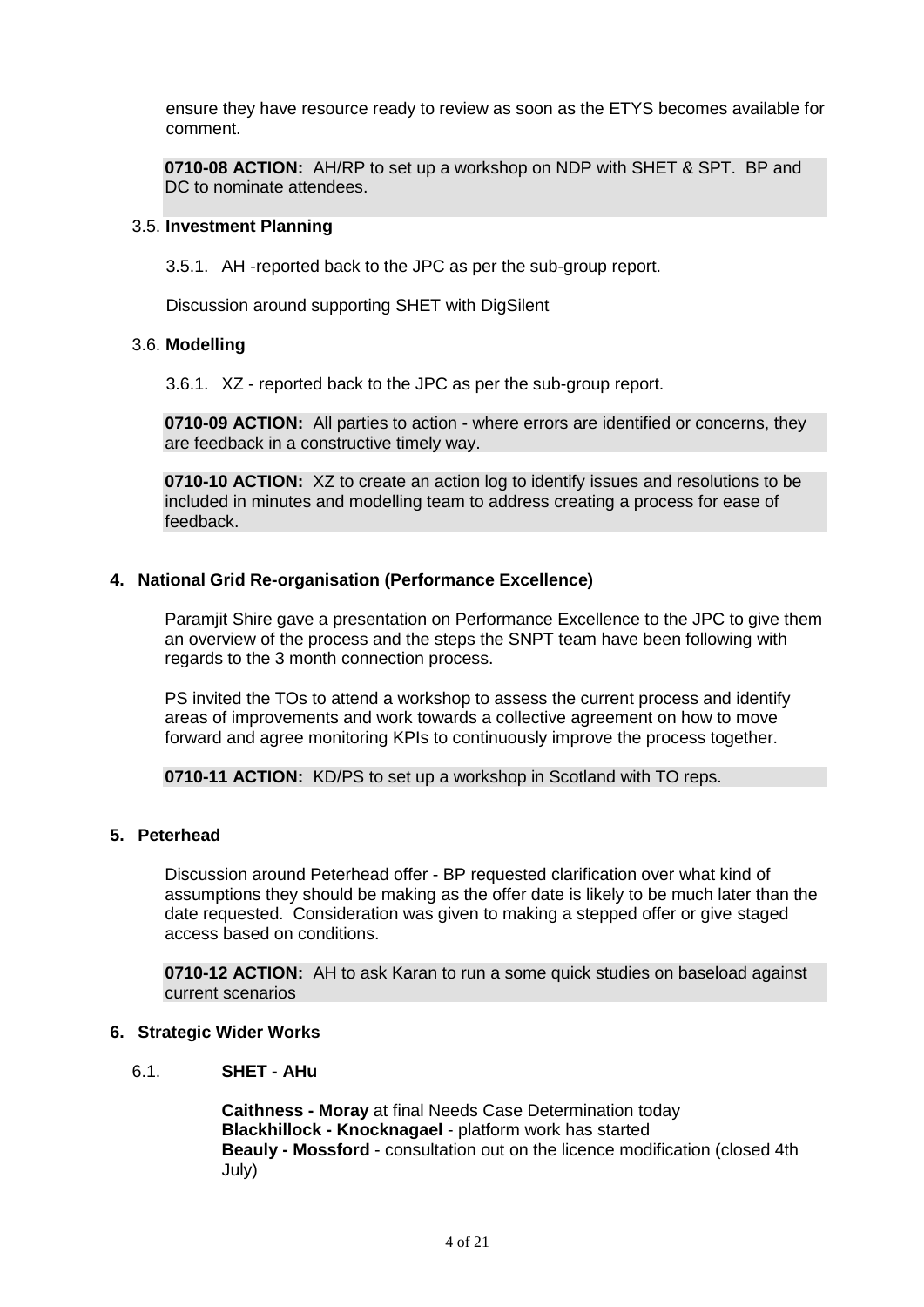ensure they have resource ready to review as soon as the ETYS becomes available for comment.

**0710-08 ACTION:** AH/RP to set up a workshop on NDP with SHET & SPT. BP and DC to nominate attendees.

### 3.5. Investment Planning

3.5.1. AH -reported back to the JPC as per the sub-group report.

Discussion around supporting SHET with DigSilent

### 3.6. Modelling

3.6.1. XZ - reported back to the JPC as per the sub-group report.

**0710-09 ACTION:** All parties to action - where errors are identified or concerns, they are feedback in a constructive timely way.

**0710-10 ACTION:** XZ to create an action log to identify issues and resolutions to be included in minutes and modelling team to address creating a process for ease of feedback.

## 4. National Grid Re-organisation (Performance Excellence)

Paramjit Shire gave a presentation on Performance Excellence to the JPC to give them an overview of the process and the steps the SNPT team have been following with regards to the 3 month connection process.

PS invited the TOs to attend a workshop to assess the current process and identify areas of improvements and work towards a collective agreement on how to move forward and agree monitoring KPIs to continuously improve the process together.

**0710-11 ACTION:** KD/PS to set up a workshop in Scotland with TO reps.

## 5. Peterhead

Discussion around Peterhead offer - BP requested clarification over what kind of assumptions they should be making as the offer date is likely to be much later than the date requested. Consideration was given to making a stepped offer or give staged access based on conditions.

**0710-12 ACTION:** AH to ask Karan to run a some quick studies on baseload against current scenarios

## 6. Strategic Wider Works

### 6.1. SHET - AHu

**Caithness - Moray** at final Needs Case Determination today
**Blackhillock - Knocknagael** - platform work has started
**Beauly - Mossford** - consultation out on the licence modification (closed 4th July)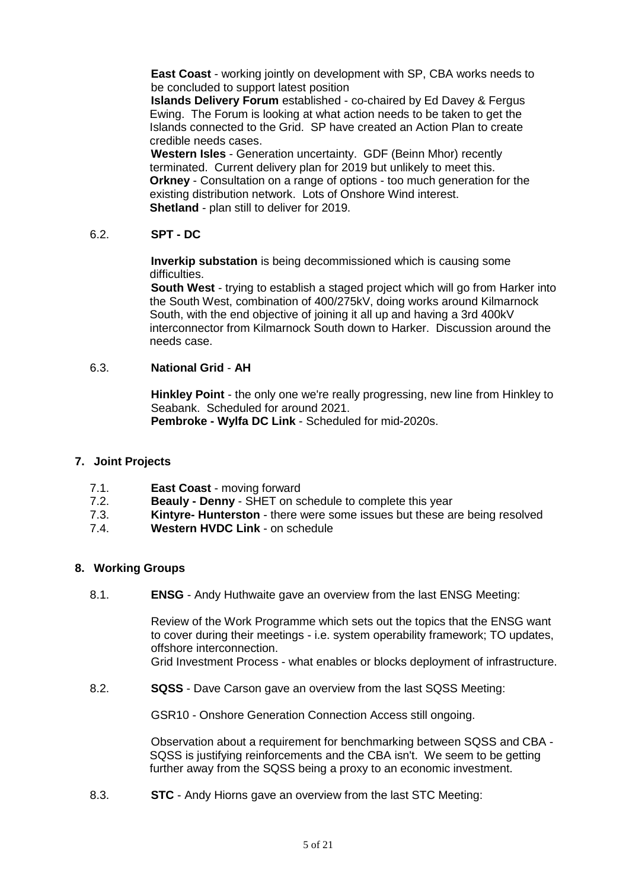**East Coast** - working jointly on development with SP, CBA works needs to be concluded to support latest position

**Islands Delivery Forum** established - co-chaired by Ed Davey & Fergus Ewing. The Forum is looking at what action needs to be taken to get the Islands connected to the Grid. SP have created an Action Plan to create credible needs cases.

**Western Isles** - Generation uncertainty. GDF (Beinn Mhor) recently terminated. Current delivery plan for 2019 but unlikely to meet this.

**Orkney** - Consultation on a range of options - too much generation for the existing distribution network. Lots of Onshore Wind interest.

**Shetland** - plan still to deliver for 2019.

6.2. **SPT - DC**

**Inverkip substation** is being decommissioned which is causing some difficulties.

**South West** - trying to establish a staged project which will go from Harker into the South West, combination of 400/275kV, doing works around Kilmarnock South, with the end objective of joining it all up and having a 3rd 400kV interconnector from Kilmarnock South down to Harker. Discussion around the needs case.

6.3. **National Grid** - **AH**

**Hinkley Point** - the only one we're really progressing, new line from Hinkley to Seabank. Scheduled for around 2021.

**Pembroke - Wylfa DC Link** - Scheduled for mid-2020s.

## 7. Joint Projects

7.1. **East Coast** - moving forward

7.2. **Beauly - Denny** - SHET on schedule to complete this year

7.3. **Kintyre- Hunterston** - there were some issues but these are being resolved

7.4. **Western HVDC Link** - on schedule

## 8. Working Groups

8.1. **ENSG** - Andy Huthwaite gave an overview from the last ENSG Meeting:

Review of the Work Programme which sets out the topics that the ENSG want to cover during their meetings - i.e. system operability framework; TO updates, offshore interconnection.

Grid Investment Process - what enables or blocks deployment of infrastructure.

8.2. **SQSS** - Dave Carson gave an overview from the last SQSS Meeting:

GSR10 - Onshore Generation Connection Access still ongoing.

Observation about a requirement for benchmarking between SQSS and CBA - SQSS is justifying reinforcements and the CBA isn't. We seem to be getting further away from the SQSS being a proxy to an economic investment.

8.3. **STC** - Andy Hiorns gave an overview from the last STC Meeting: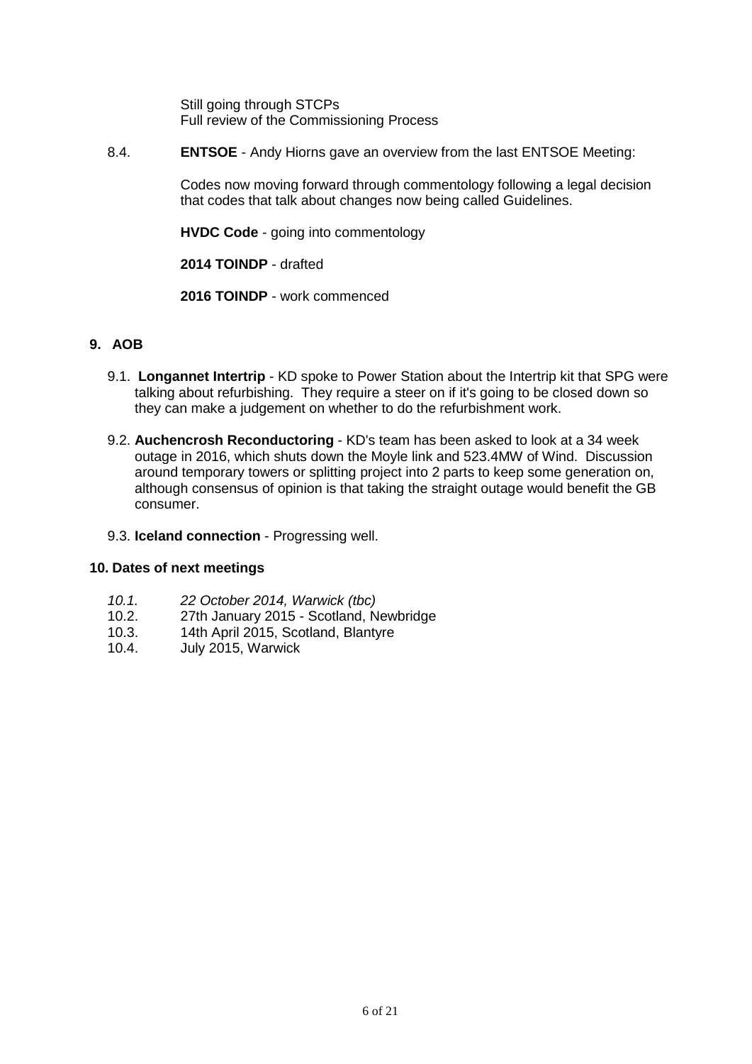Still going through STCPs
Full review of the Commissioning Process

8.4. **ENTSOE** - Andy Hiorns gave an overview from the last ENTSOE Meeting:

Codes now moving forward through commentology following a legal decision that codes that talk about changes now being called Guidelines.

**HVDC Code** - going into commentology

**2014 TOINDP** - drafted

**2016 TOINDP** - work commenced

## 9. AOB

9.1. **Longannet Intertrip** - KD spoke to Power Station about the Intertrip kit that SPG were talking about refurbishing. They require a steer on if it's going to be closed down so they can make a judgement on whether to do the refurbishment work.

9.2. **Auchencrosh Reconductoring** - KD's team has been asked to look at a 34 week outage in 2016, which shuts down the Moyle link and 523.4MW of Wind. Discussion around temporary towers or splitting project into 2 parts to keep some generation on, although consensus of opinion is that taking the straight outage would benefit the GB consumer.

9.3. **Iceland connection** - Progressing well.

## 10. Dates of next meetings

*10.1. 22 October 2014, Warwick (tbc)*
10.2. 27th January 2015 - Scotland, Newbridge
10.3. 14th April 2015, Scotland, Blantyre
10.4. July 2015, Warwick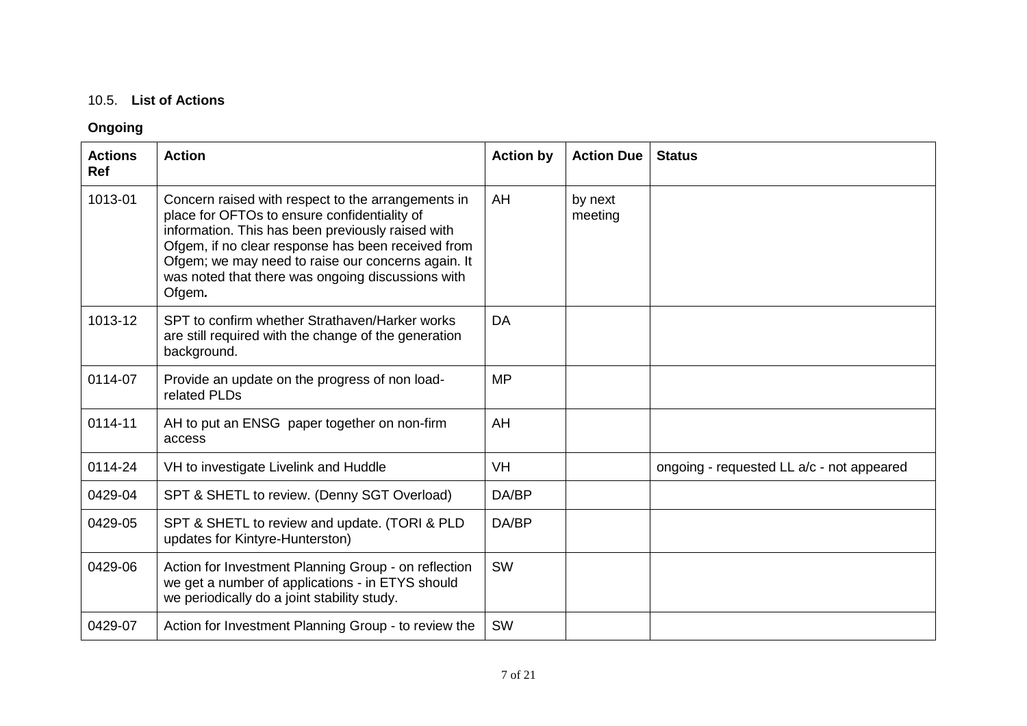## 10.5. **List of Actions**

**Ongoing**

| **Actions Ref** | **Action** | **Action by** | **Action Due** | **Status** |
|---|---|---|---|---|
| 1013-01 | Concern raised with respect to the arrangements in place for OFTOs to ensure confidentiality of information. This has been previously raised with Ofgem, if no clear response has been received from Ofgem; we may need to raise our concerns again. It was noted that there was ongoing discussions with Ofgem*.* | AH | by next meeting | |
| 1013-12 | SPT to confirm whether Strathaven/Harker works are still required with the change of the generation background. | DA | | |
| 0114-07 | Provide an update on the progress of non load-related PLDs | MP | | |
| 0114-11 | AH to put an ENSG paper together on non-firm access | AH | | |
| 0114-24 | VH to investigate Livelink and Huddle | VH | | ongoing - requested LL a/c - not appeared |
| 0429-04 | SPT & SHETL to review. (Denny SGT Overload) | DA/BP | | |
| 0429-05 | SPT & SHETL to review and update. (TORI & PLD updates for Kintyre-Hunterston) | DA/BP | | |
| 0429-06 | Action for Investment Planning Group - on reflection we get a number of applications - in ETYS should we periodically do a joint stability study. | SW | | |
| 0429-07 | Action for Investment Planning Group - to review the | SW | | |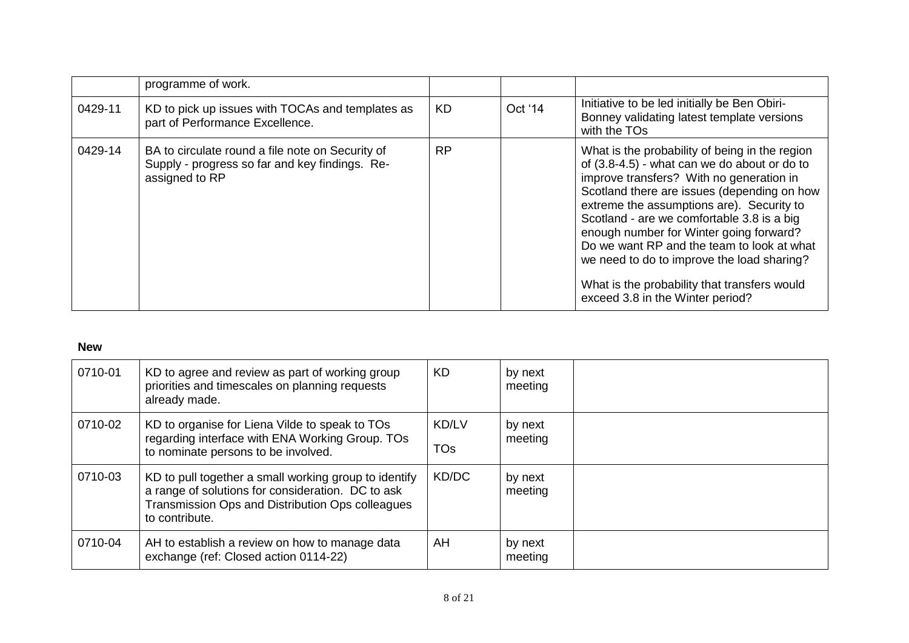|  | programme of work. |  |  |  |
|---|---|---|---|---|
| 0429-11 | KD to pick up issues with TOCAs and templates as part of Performance Excellence. | KD | Oct '14 | Initiative to be led initially be Ben Obiri-Bonney validating latest template versions with the TOs |
| 0429-14 | BA to circulate round a file note on Security of Supply - progress so far and key findings. Re-assigned to RP | RP |  | What is the probability of being in the region of (3.8-4.5) - what can we do about or do to improve transfers? With no generation in Scotland there are issues (depending on how extreme the assumptions are). Security to Scotland - are we comfortable 3.8 is a big enough number for Winter going forward? Do we want RP and the team to look at what we need to do to improve the load sharing?<br><br>What is the probability that transfers would exceed 3.8 in the Winter period? |

**New**

| 0710-01 | KD to agree and review as part of working group priorities and timescales on planning requests already made. | KD | by next meeting |  |
|---|---|---|---|---|
| 0710-02 | KD to organise for Liena Vilde to speak to TOs regarding interface with ENA Working Group. TOs to nominate persons to be involved. | KD/LV<br><br>TOs | by next meeting |  |
| 0710-03 | KD to pull together a small working group to identify a range of solutions for consideration. DC to ask Transmission Ops and Distribution Ops colleagues to contribute. | KD/DC | by next meeting |  |
| 0710-04 | AH to establish a review on how to manage data exchange (ref: Closed action 0114-22) | AH | by next meeting |  |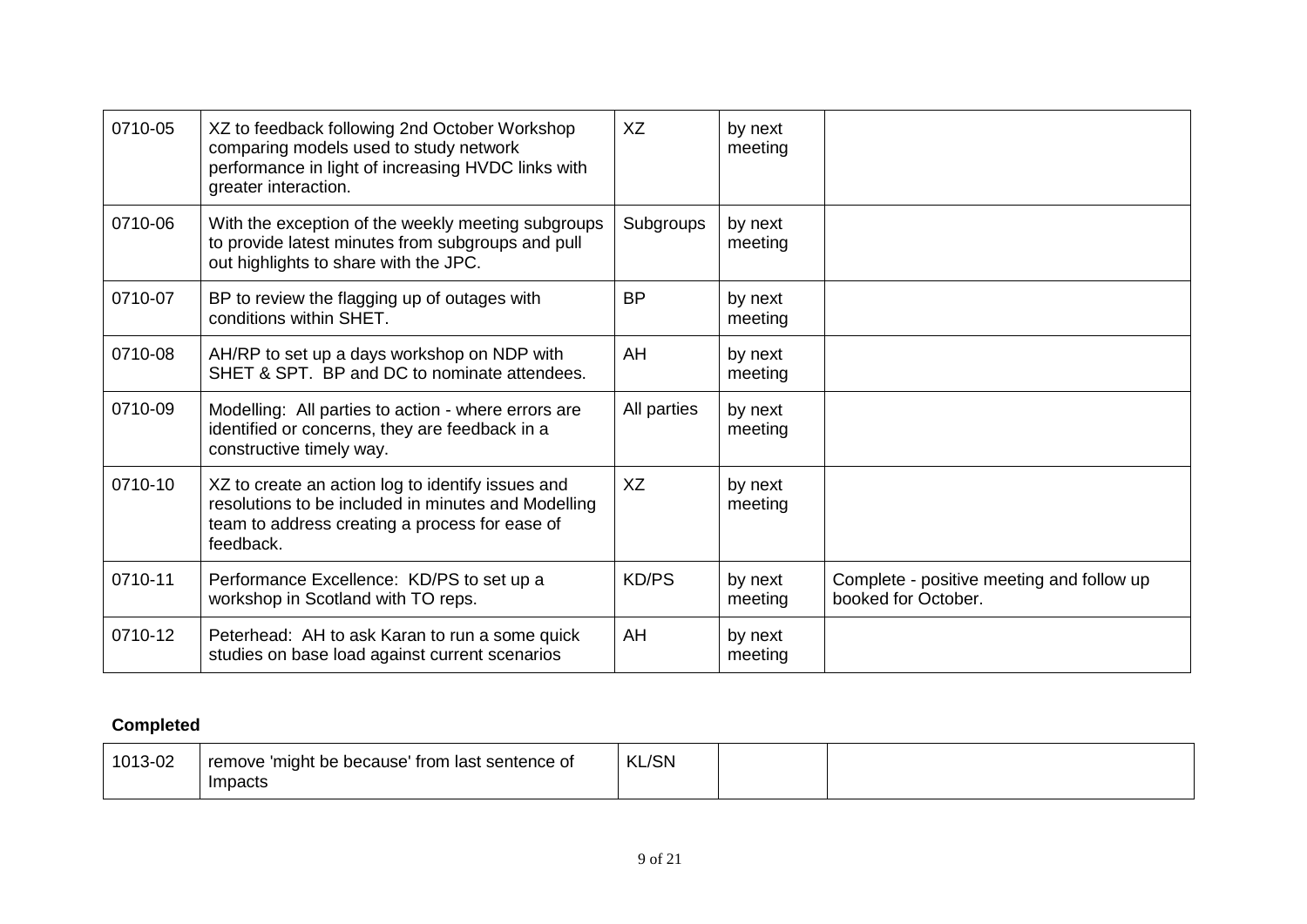| | | | | |
|---|---|---|---|---|
| 0710-05 | XZ to feedback following 2nd October Workshop comparing models used to study network performance in light of increasing HVDC links with greater interaction. | XZ | by next meeting | |
| 0710-06 | With the exception of the weekly meeting subgroups to provide latest minutes from subgroups and pull out highlights to share with the JPC. | Subgroups | by next meeting | |
| 0710-07 | BP to review the flagging up of outages with conditions within SHET. | BP | by next meeting | |
| 0710-08 | AH/RP to set up a days workshop on NDP with SHET & SPT. BP and DC to nominate attendees. | AH | by next meeting | |
| 0710-09 | Modelling: All parties to action - where errors are identified or concerns, they are feedback in a constructive timely way. | All parties | by next meeting | |
| 0710-10 | XZ to create an action log to identify issues and resolutions to be included in minutes and Modelling team to address creating a process for ease of feedback. | XZ | by next meeting | |
| 0710-11 | Performance Excellence: KD/PS to set up a workshop in Scotland with TO reps. | KD/PS | by next meeting | Complete - positive meeting and follow up booked for October. |
| 0710-12 | Peterhead: AH to ask Karan to run a some quick studies on base load against current scenarios | AH | by next meeting | |

**Completed**

| | | | | |
|---|---|---|---|---|
| 1013-02 | remove 'might be because' from last sentence of Impacts | KL/SN | | |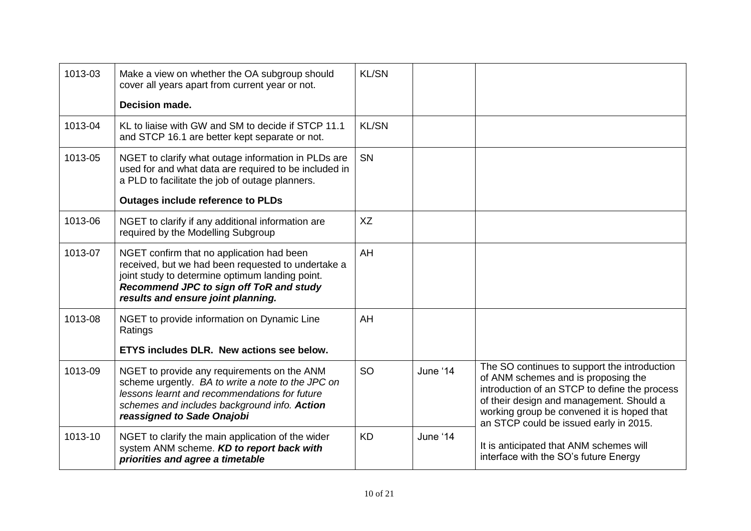| | | | | |
|---|---|---|---|---|
| 1013-03 | Make a view on whether the OA subgroup should cover all years apart from current year or not.<br><br>**Decision made.** | KL/SN | | |
| 1013-04 | KL to liaise with GW and SM to decide if STCP 11.1 and STCP 16.1 are better kept separate or not. | KL/SN | | |
| 1013-05 | NGET to clarify what outage information in PLDs are used for and what data are required to be included in a PLD to facilitate the job of outage planners.<br><br>**Outages include reference to PLDs** | SN | | |
| 1013-06 | NGET to clarify if any additional information are required by the Modelling Subgroup | XZ | | |
| 1013-07 | NGET confirm that no application had been received, but we had been requested to undertake a joint study to determine optimum landing point. ***Recommend JPC to sign off ToR and study results and ensure joint planning.*** | AH | | |
| 1013-08 | NGET to provide information on Dynamic Line Ratings<br><br>**ETYS includes DLR. New actions see below.** | AH | | |
| 1013-09 | NGET to provide any requirements on the ANM scheme urgently. *BA to write a note to the JPC on lessons learnt and recommendations for future schemes and includes background info.* ***Action reassigned to Sade Onajobi*** | SO | June '14 | The SO continues to support the introduction of ANM schemes and is proposing the introduction of an STCP to define the process of their design and management. Should a working group be convened it is hoped that an STCP could be issued early in 2015.<br><br>It is anticipated that ANM schemes will interface with the SO's future Energy |
| 1013-10 | NGET to clarify the main application of the wider system ANM scheme. ***KD to report back with priorities and agree a timetable*** | KD | June '14 | |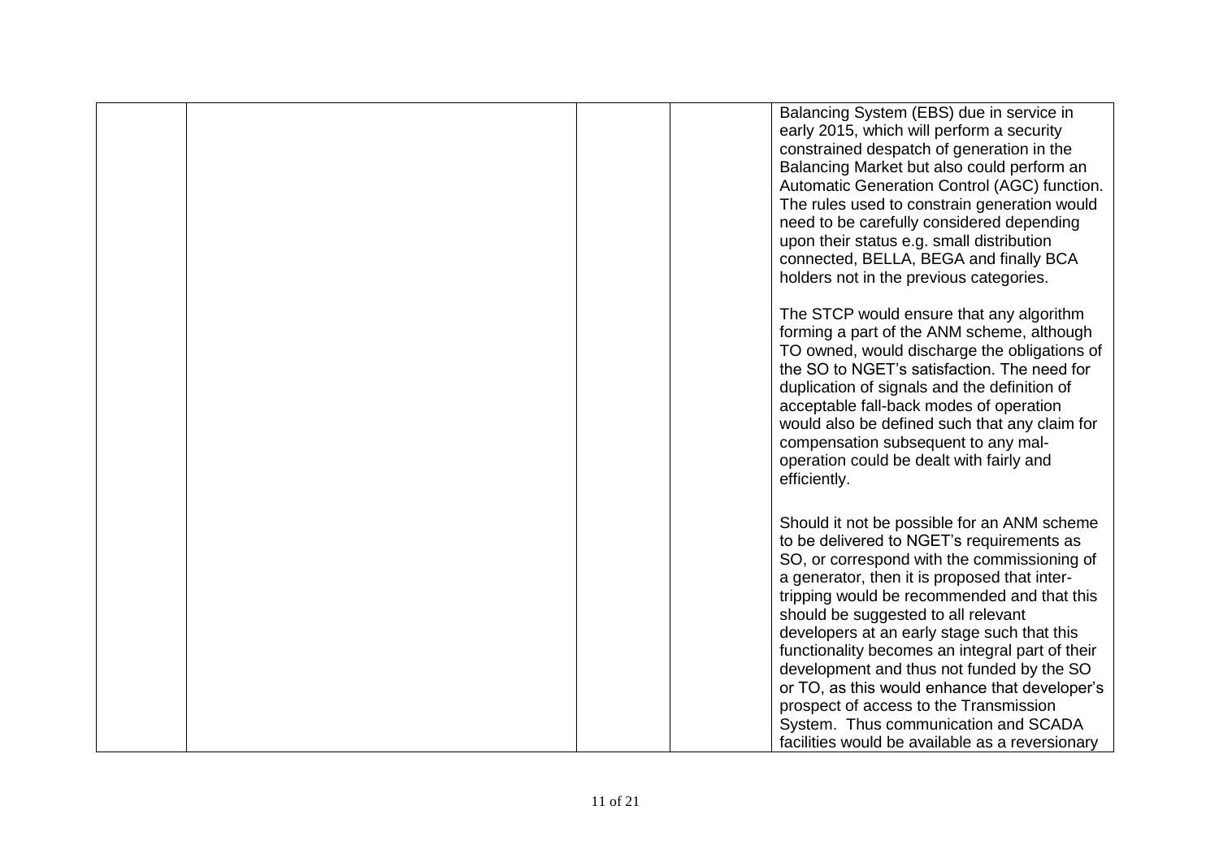| | | | | |
|---|---|---|---|---|
| | | | | Balancing System (EBS) due in service in early 2015, which will perform a security constrained despatch of generation in the Balancing Market but also could perform an Automatic Generation Control (AGC) function. The rules used to constrain generation would need to be carefully considered depending upon their status e.g. small distribution connected, BELLA, BEGA and finally BCA holders not in the previous categories.<br><br>The STCP would ensure that any algorithm forming a part of the ANM scheme, although TO owned, would discharge the obligations of the SO to NGET's satisfaction. The need for duplication of signals and the definition of acceptable fall-back modes of operation would also be defined such that any claim for compensation subsequent to any mal-operation could be dealt with fairly and efficiently.<br><br>Should it not be possible for an ANM scheme to be delivered to NGET's requirements as SO, or correspond with the commissioning of a generator, then it is proposed that inter-tripping would be recommended and that this should be suggested to all relevant developers at an early stage such that this functionality becomes an integral part of their development and thus not funded by the SO or TO, as this would enhance that developer's prospect of access to the Transmission System. Thus communication and SCADA facilities would be available as a reversionary |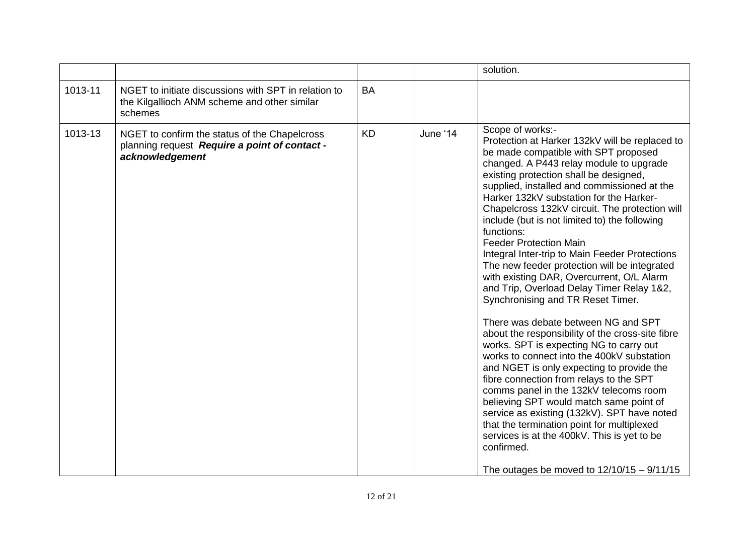|  |  |  |  |  |
|---|---|---|---|---|
|  |  |  |  | solution. |
| 1013-11 | NGET to initiate discussions with SPT in relation to the Kilgallioch ANM scheme and other similar schemes | BA |  |  |
| 1013-13 | NGET to confirm the status of the Chapelcross planning request ***Require a point of contact - acknowledgement*** | KD | June '14 | Scope of works:-<br>Protection at Harker 132kV will be replaced to be made compatible with SPT proposed changed. A P443 relay module to upgrade existing protection shall be designed, supplied, installed and commissioned at the Harker 132kV substation for the Harker-Chapelcross 132kV circuit. The protection will include (but is not limited to) the following functions:<br>Feeder Protection Main<br>Integral Inter-trip to Main Feeder Protections<br>The new feeder protection will be integrated with existing DAR, Overcurrent, O/L Alarm and Trip, Overload Delay Timer Relay 1&2, Synchronising and TR Reset Timer.<br><br>There was debate between NG and SPT about the responsibility of the cross-site fibre works. SPT is expecting NG to carry out works to connect into the 400kV substation and NGET is only expecting to provide the fibre connection from relays to the SPT comms panel in the 132kV telecoms room believing SPT would match same point of service as existing (132kV). SPT have noted that the termination point for multiplexed services is at the 400kV. This is yet to be confirmed.<br><br>The outages be moved to 12/10/15 – 9/11/15 |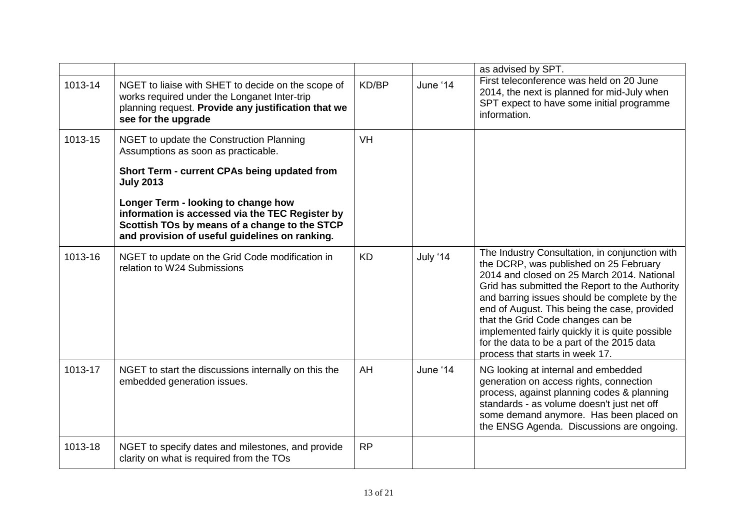| | | | | |
|---|---|---|---|---|
| | | | | as advised by SPT. |
| 1013-14 | NGET to liaise with SHET to decide on the scope of works required under the Longanet Inter-trip planning request. **Provide any justification that we see for the upgrade** | KD/BP | June '14 | First teleconference was held on 20 June 2014, the next is planned for mid-July when SPT expect to have some initial programme information. |
| 1013-15 | NGET to update the Construction Planning Assumptions as soon as practicable.<br><br>**Short Term - current CPAs being updated from July 2013**<br><br>**Longer Term - looking to change how information is accessed via the TEC Register by Scottish TOs by means of a change to the STCP and provision of useful guidelines on ranking.** | VH | | |
| 1013-16 | NGET to update on the Grid Code modification in relation to W24 Submissions | KD | July '14 | The Industry Consultation, in conjunction with the DCRP, was published on 25 February 2014 and closed on 25 March 2014. National Grid has submitted the Report to the Authority and barring issues should be complete by the end of August. This being the case, provided that the Grid Code changes can be implemented fairly quickly it is quite possible for the data to be a part of the 2015 data process that starts in week 17. |
| 1013-17 | NGET to start the discussions internally on this the embedded generation issues. | AH | June '14 | NG looking at internal and embedded generation on access rights, connection process, against planning codes & planning standards - as volume doesn't just net off some demand anymore. Has been placed on the ENSG Agenda. Discussions are ongoing. |
| 1013-18 | NGET to specify dates and milestones, and provide clarity on what is required from the TOs | RP | | |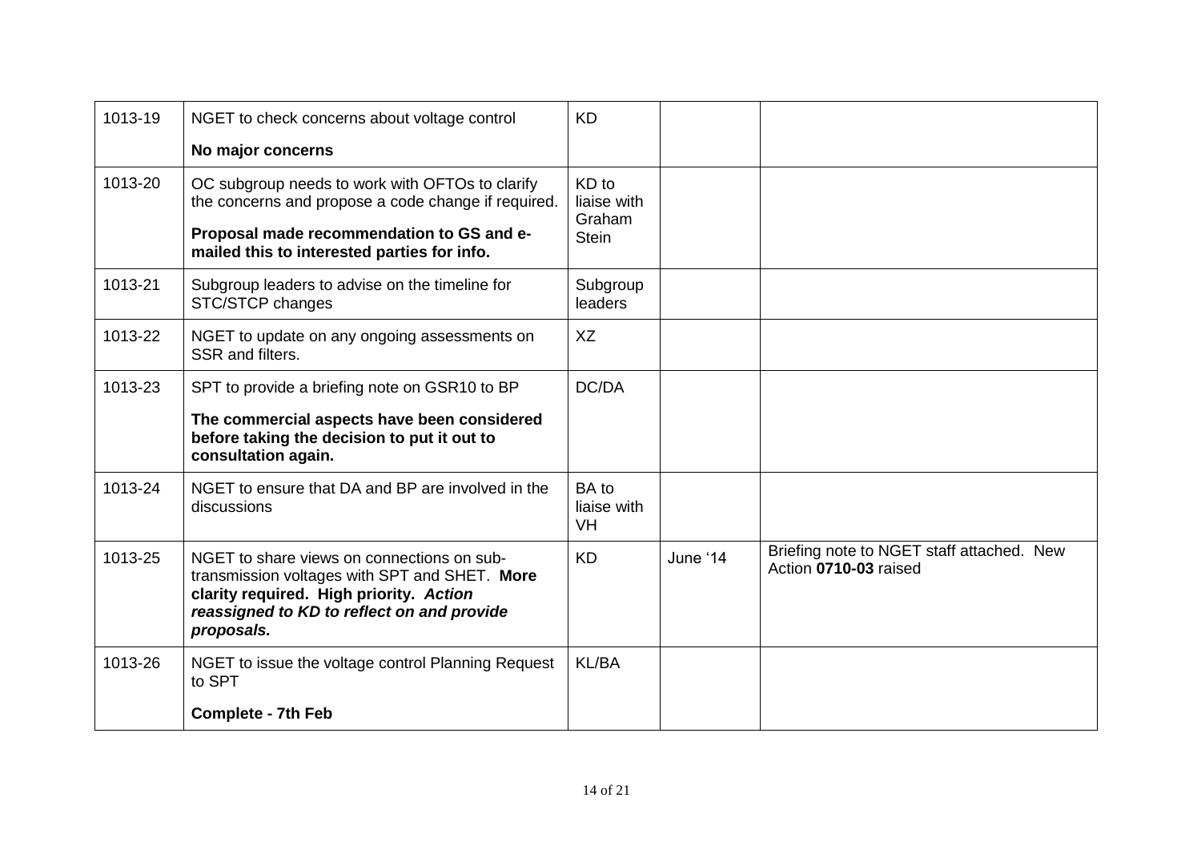| 1013-19 | NGET to check concerns about voltage control<br><br>**No major concerns** | KD | | |
|---|---|---|---|---|
| 1013-20 | OC subgroup needs to work with OFTOs to clarify the concerns and propose a code change if required.<br><br>**Proposal made recommendation to GS and e-mailed this to interested parties for info.** | KD to liaise with Graham Stein | | |
| 1013-21 | Subgroup leaders to advise on the timeline for STC/STCP changes | Subgroup leaders | | |
| 1013-22 | NGET to update on any ongoing assessments on SSR and filters. | XZ | | |
| 1013-23 | SPT to provide a briefing note on GSR10 to BP<br><br>**The commercial aspects have been considered before taking the decision to put it out to consultation again.** | DC/DA | | |
| 1013-24 | NGET to ensure that DA and BP are involved in the discussions | BA to liaise with VH | | |
| 1013-25 | NGET to share views on connections on sub-transmission voltages with SPT and SHET. **More clarity required. High priority. *Action reassigned to KD to reflect on and provide proposals.*** | KD | June '14 | Briefing note to NGET staff attached. New Action **0710-03** raised |
| 1013-26 | NGET to issue the voltage control Planning Request to SPT<br><br>**Complete - 7th Feb** | KL/BA | | |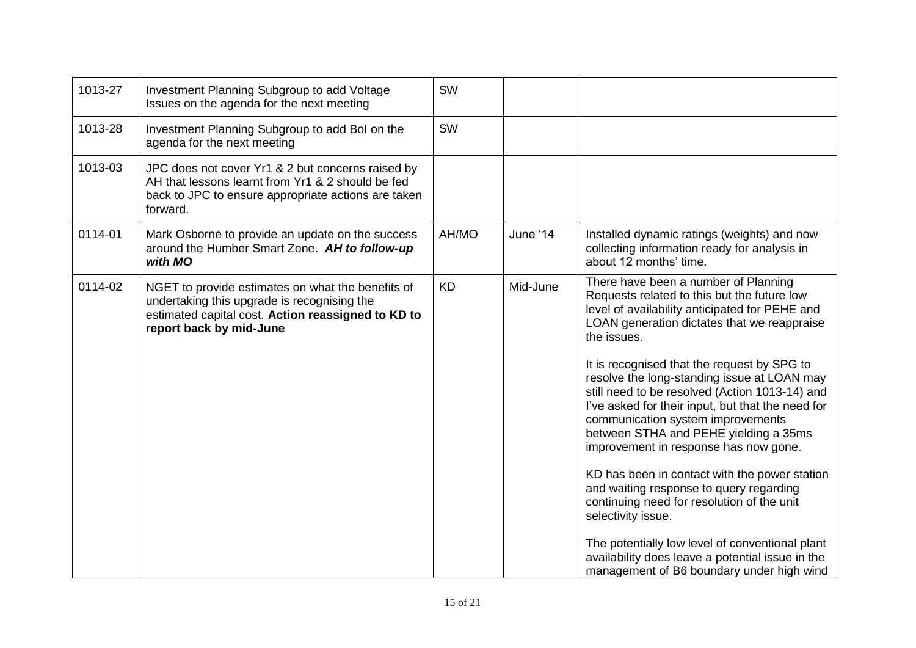| | | | | |
|---|---|---|---|---|
| 1013-27 | Investment Planning Subgroup to add Voltage Issues on the agenda for the next meeting | SW | | |
| 1013-28 | Investment Planning Subgroup to add BoI on the agenda for the next meeting | SW | | |
| 1013-03 | JPC does not cover Yr1 & 2 but concerns raised by AH that lessons learnt from Yr1 & 2 should be fed back to JPC to ensure appropriate actions are taken forward. | | | |
| 0114-01 | Mark Osborne to provide an update on the success around the Humber Smart Zone. ***AH to follow-up with MO*** | AH/MO | June '14 | Installed dynamic ratings (weights) and now collecting information ready for analysis in about 12 months' time. |
| 0114-02 | NGET to provide estimates on what the benefits of undertaking this upgrade is recognising the estimated capital cost. **Action reassigned to KD to report back by mid-June** | KD | Mid-June | There have been a number of Planning Requests related to this but the future low level of availability anticipated for PEHE and LOAN generation dictates that we reappraise the issues.<br><br>It is recognised that the request by SPG to resolve the long-standing issue at LOAN may still need to be resolved (Action 1013-14) and I've asked for their input, but that the need for communication system improvements between STHA and PEHE yielding a 35ms improvement in response has now gone.<br><br>KD has been in contact with the power station and waiting response to query regarding continuing need for resolution of the unit selectivity issue.<br><br>The potentially low level of conventional plant availability does leave a potential issue in the management of B6 boundary under high wind |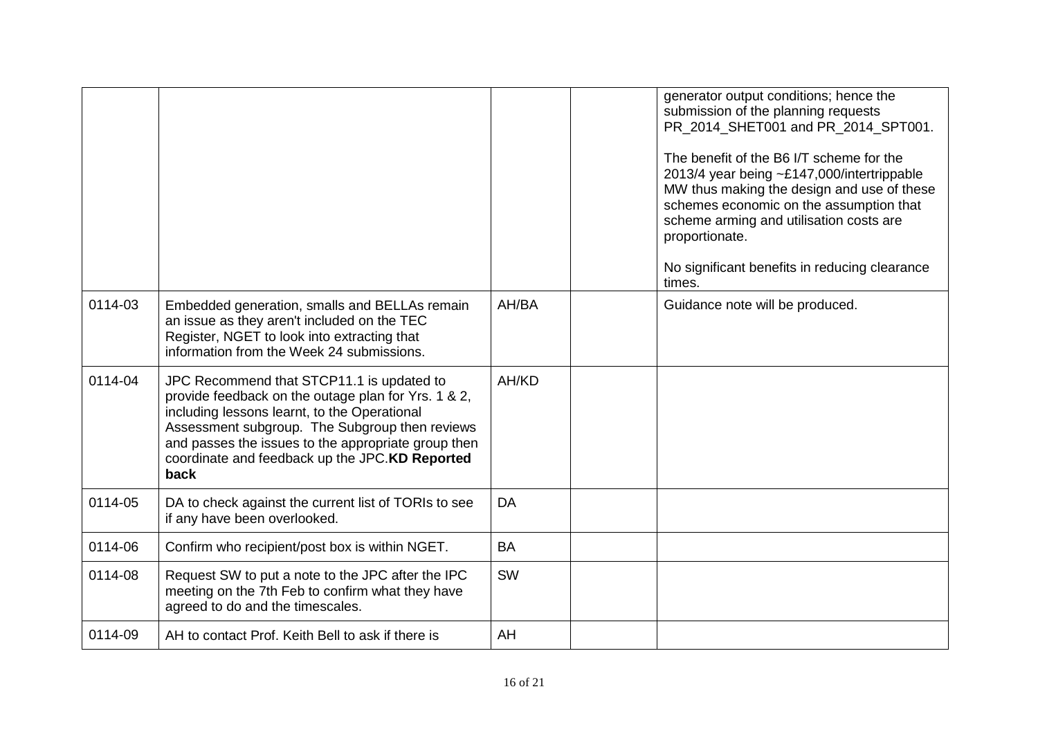| | | | | |
|---|---|---|---|---|
| | | | | generator output conditions; hence the submission of the planning requests PR_2014_SHET001 and PR_2014_SPT001.<br><br>The benefit of the B6 I/T scheme for the 2013/4 year being ~£147,000/intertrippable MW thus making the design and use of these schemes economic on the assumption that scheme arming and utilisation costs are proportionate.<br><br>No significant benefits in reducing clearance times. |
| 0114-03 | Embedded generation, smalls and BELLAs remain an issue as they aren't included on the TEC Register, NGET to look into extracting that information from the Week 24 submissions. | AH/BA | | Guidance note will be produced. |
| 0114-04 | JPC Recommend that STCP11.1 is updated to provide feedback on the outage plan for Yrs. 1 & 2, including lessons learnt, to the Operational Assessment subgroup. The Subgroup then reviews and passes the issues to the appropriate group then coordinate and feedback up the JPC.**KD Reported back** | AH/KD | | |
| 0114-05 | DA to check against the current list of TORIs to see if any have been overlooked. | DA | | |
| 0114-06 | Confirm who recipient/post box is within NGET. | BA | | |
| 0114-08 | Request SW to put a note to the JPC after the IPC meeting on the 7th Feb to confirm what they have agreed to do and the timescales. | SW | | |
| 0114-09 | AH to contact Prof. Keith Bell to ask if there is | AH | | |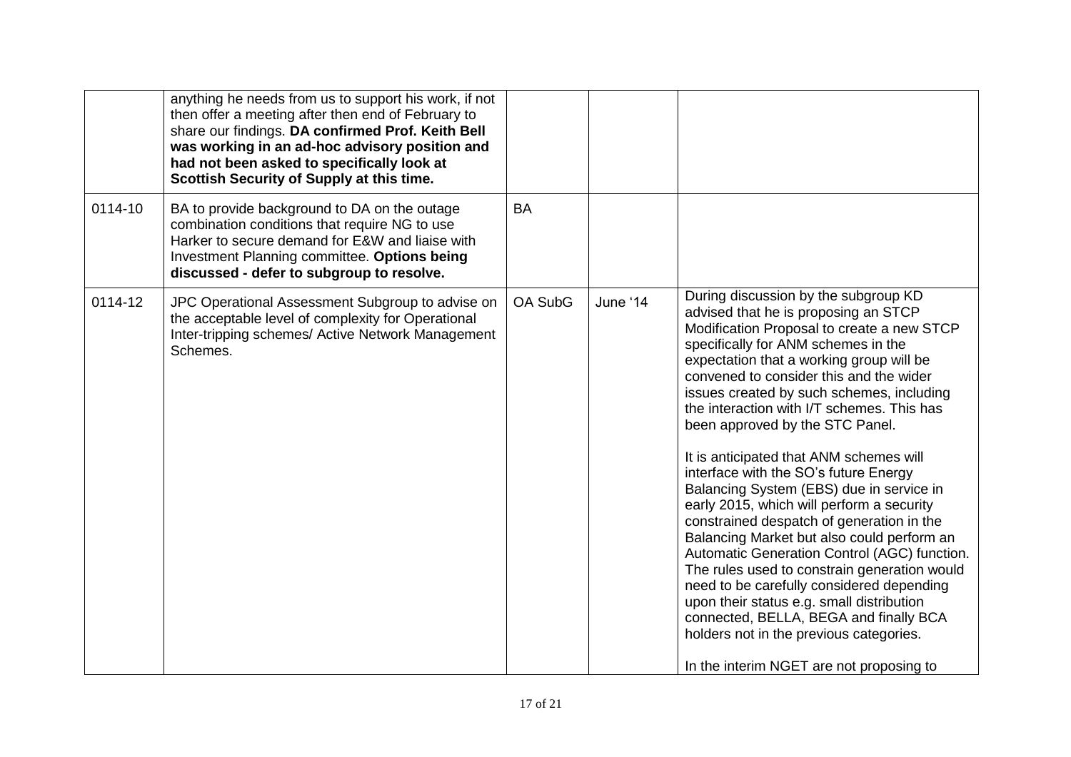| | | | | |
|---|---|---|---|---|
| | anything he needs from us to support his work, if not then offer a meeting after then end of February to share our findings. **DA confirmed Prof. Keith Bell was working in an ad-hoc advisory position and had not been asked to specifically look at Scottish Security of Supply at this time.** | | | |
| 0114-10 | BA to provide background to DA on the outage combination conditions that require NG to use Harker to secure demand for E&W and liaise with Investment Planning committee. **Options being discussed - defer to subgroup to resolve.** | BA | | |
| 0114-12 | JPC Operational Assessment Subgroup to advise on the acceptable level of complexity for Operational Inter-tripping schemes/ Active Network Management Schemes. | OA SubG | June '14 | During discussion by the subgroup KD advised that he is proposing an STCP Modification Proposal to create a new STCP specifically for ANM schemes in the expectation that a working group will be convened to consider this and the wider issues created by such schemes, including the interaction with I/T schemes. This has been approved by the STC Panel.<br><br>It is anticipated that ANM schemes will interface with the SO's future Energy Balancing System (EBS) due in service in early 2015, which will perform a security constrained despatch of generation in the Balancing Market but also could perform an Automatic Generation Control (AGC) function. The rules used to constrain generation would need to be carefully considered depending upon their status e.g. small distribution connected, BELLA, BEGA and finally BCA holders not in the previous categories.<br><br>In the interim NGET are not proposing to |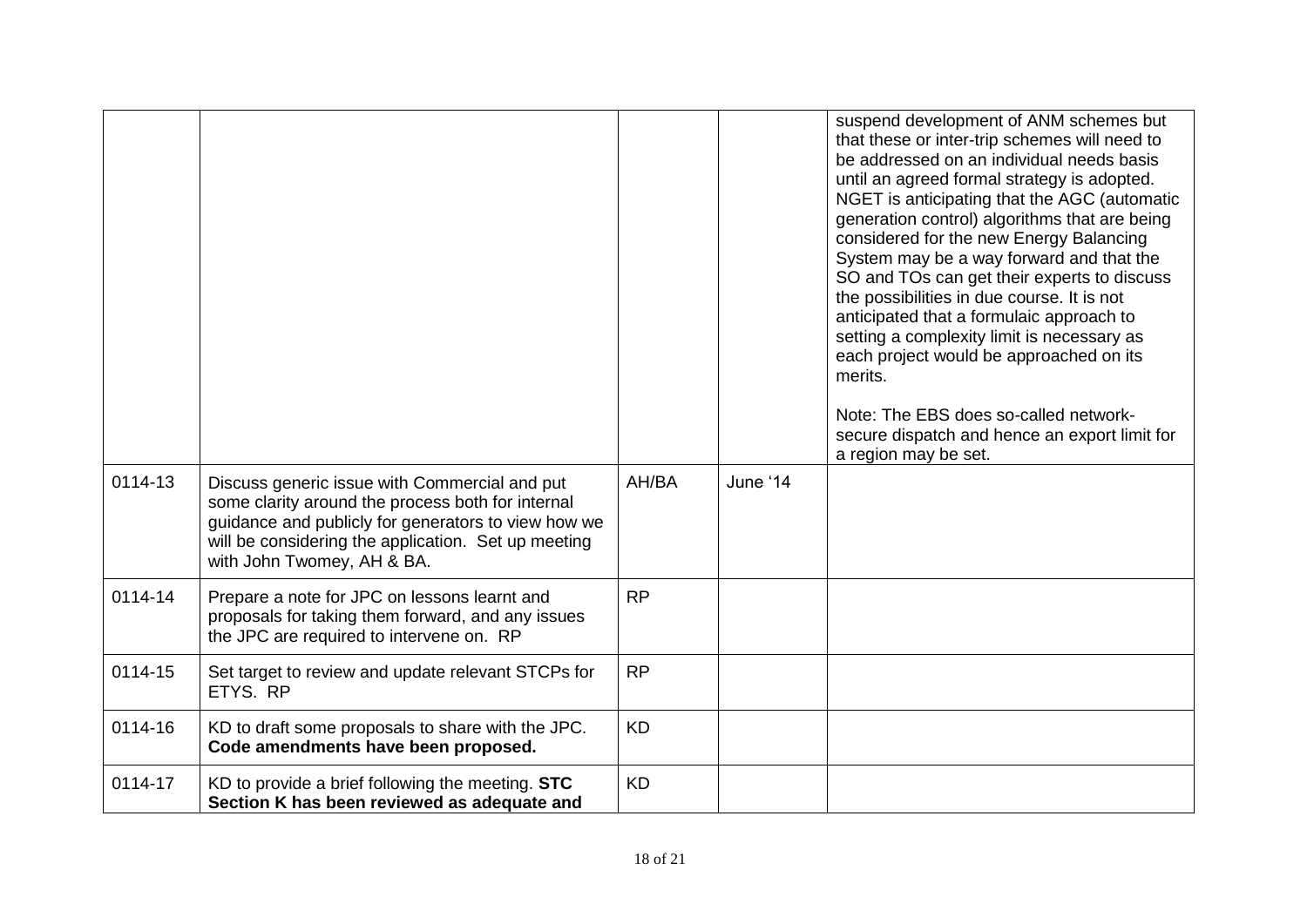| | | | | |
|---|---|---|---|---|
| | | | | suspend development of ANM schemes but that these or inter-trip schemes will need to be addressed on an individual needs basis until an agreed formal strategy is adopted. NGET is anticipating that the AGC (automatic generation control) algorithms that are being considered for the new Energy Balancing System may be a way forward and that the SO and TOs can get their experts to discuss the possibilities in due course. It is not anticipated that a formulaic approach to setting a complexity limit is necessary as each project would be approached on its merits.<br><br>Note: The EBS does so-called network-secure dispatch and hence an export limit for a region may be set. |
| 0114-13 | Discuss generic issue with Commercial and put some clarity around the process both for internal guidance and publicly for generators to view how we will be considering the application. Set up meeting with John Twomey, AH & BA. | AH/BA | June '14 | |
| 0114-14 | Prepare a note for JPC on lessons learnt and proposals for taking them forward, and any issues the JPC are required to intervene on. RP | RP | | |
| 0114-15 | Set target to review and update relevant STCPs for ETYS. RP | RP | | |
| 0114-16 | KD to draft some proposals to share with the JPC. **Code amendments have been proposed.** | KD | | |
| 0114-17 | KD to provide a brief following the meeting. **STC Section K has been reviewed as adequate and** | KD | | |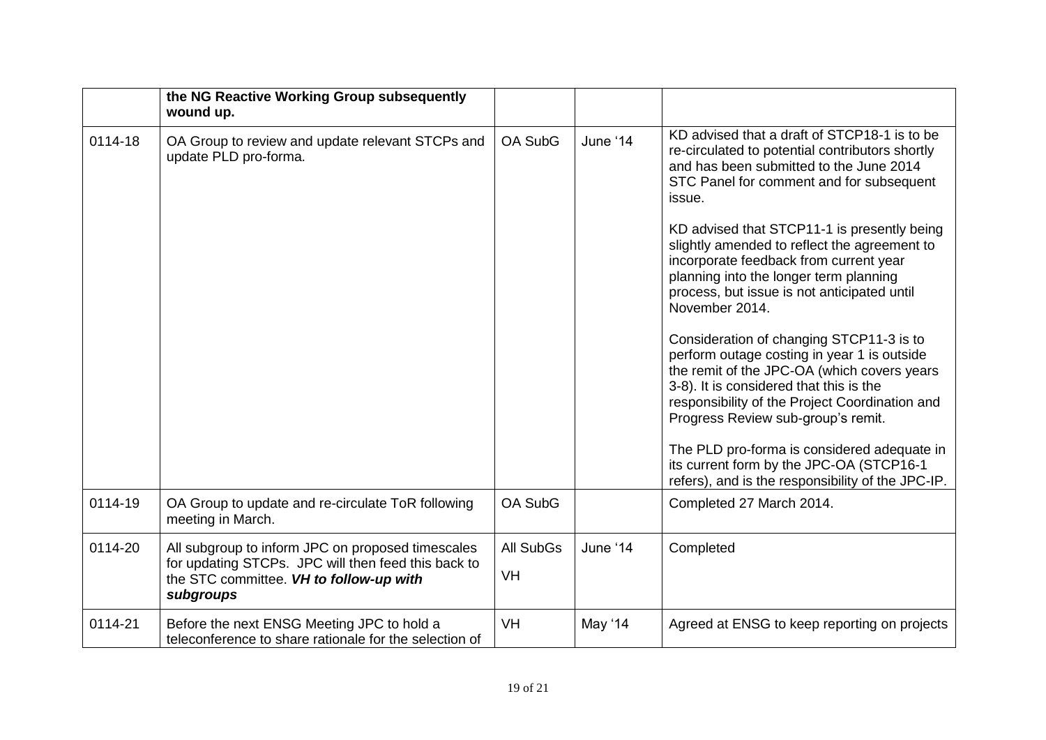| | | | | |
|---|---|---|---|---|
| | **the NG Reactive Working Group subsequently wound up.** | | | |
| 0114-18 | OA Group to review and update relevant STCPs and update PLD pro-forma. | OA SubG | June '14 | KD advised that a draft of STCP18-1 is to be re-circulated to potential contributors shortly and has been submitted to the June 2014 STC Panel for comment and for subsequent issue.<br><br>KD advised that STCP11-1 is presently being slightly amended to reflect the agreement to incorporate feedback from current year planning into the longer term planning process, but issue is not anticipated until November 2014.<br><br>Consideration of changing STCP11-3 is to perform outage costing in year 1 is outside the remit of the JPC-OA (which covers years 3-8). It is considered that this is the responsibility of the Project Coordination and Progress Review sub-group's remit.<br><br>The PLD pro-forma is considered adequate in its current form by the JPC-OA (STCP16-1 refers), and is the responsibility of the JPC-IP. |
| 0114-19 | OA Group to update and re-circulate ToR following meeting in March. | OA SubG | | Completed 27 March 2014. |
| 0114-20 | All subgroup to inform JPC on proposed timescales for updating STCPs. JPC will then feed this back to the STC committee. ***VH to follow-up with subgroups*** | All SubGs<br><br>VH | June '14 | Completed |
| 0114-21 | Before the next ENSG Meeting JPC to hold a teleconference to share rationale for the selection of | VH | May '14 | Agreed at ENSG to keep reporting on projects |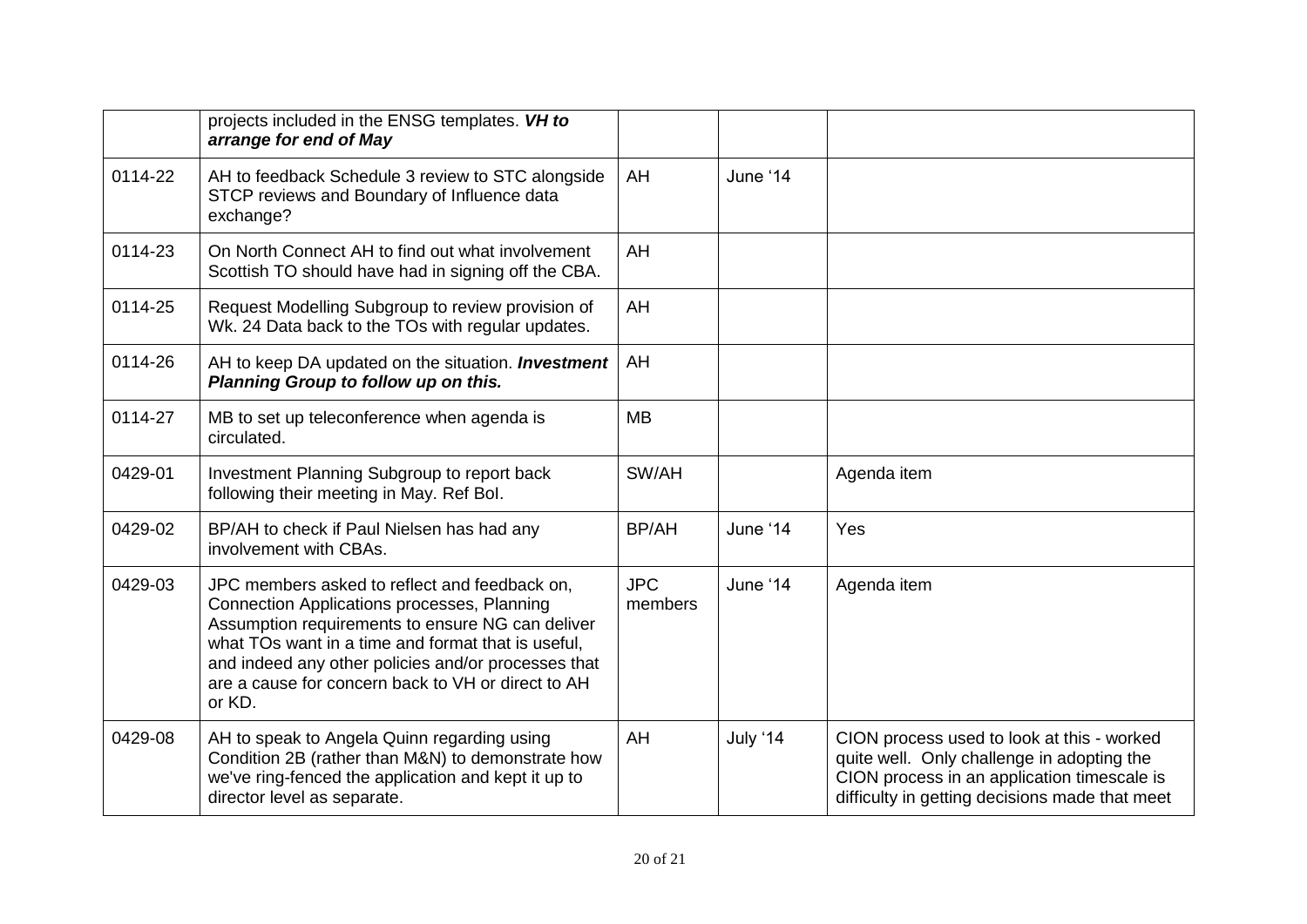|  |  |  |  |  |
| --- | --- | --- | --- | --- |
|  | projects included in the ENSG templates. ***VH to arrange for end of May*** |  |  |  |
| 0114-22 | AH to feedback Schedule 3 review to STC alongside STCP reviews and Boundary of Influence data exchange? | AH | June '14 |  |
| 0114-23 | On North Connect AH to find out what involvement Scottish TO should have had in signing off the CBA. | AH |  |  |
| 0114-25 | Request Modelling Subgroup to review provision of Wk. 24 Data back to the TOs with regular updates. | AH |  |  |
| 0114-26 | AH to keep DA updated on the situation. ***Investment Planning Group to follow up on this.*** | AH |  |  |
| 0114-27 | MB to set up teleconference when agenda is circulated. | MB |  |  |
| 0429-01 | Investment Planning Subgroup to report back following their meeting in May. Ref BoI. | SW/AH |  | Agenda item |
| 0429-02 | BP/AH to check if Paul Nielsen has had any involvement with CBAs. | BP/AH | June '14 | Yes |
| 0429-03 | JPC members asked to reflect and feedback on, Connection Applications processes, Planning Assumption requirements to ensure NG can deliver what TOs want in a time and format that is useful, and indeed any other policies and/or processes that are a cause for concern back to VH or direct to AH or KD. | JPC members | June '14 | Agenda item |
| 0429-08 | AH to speak to Angela Quinn regarding using Condition 2B (rather than M&N) to demonstrate how we've ring-fenced the application and kept it up to director level as separate. | AH | July '14 | CION process used to look at this - worked quite well. Only challenge in adopting the CION process in an application timescale is difficulty in getting decisions made that meet |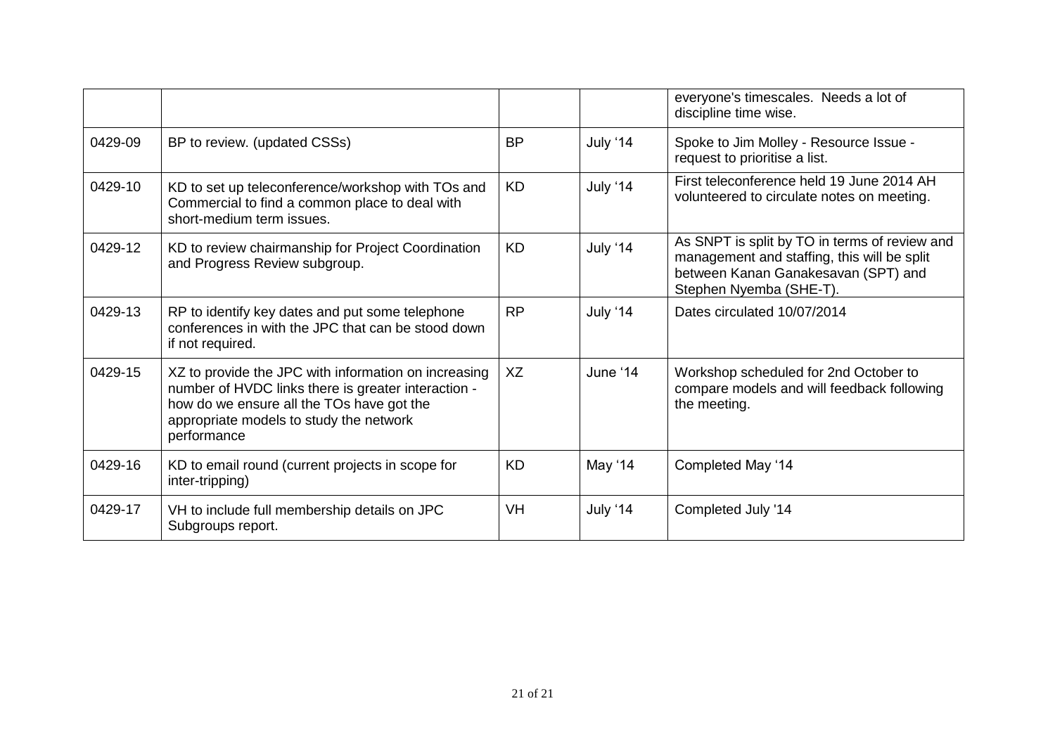| | | | | |
|---|---|---|---|---|
| | | | | everyone's timescales. Needs a lot of discipline time wise. |
| 0429-09 | BP to review. (updated CSSs) | BP | July '14 | Spoke to Jim Molley - Resource Issue - request to prioritise a list. |
| 0429-10 | KD to set up teleconference/workshop with TOs and Commercial to find a common place to deal with short-medium term issues. | KD | July '14 | First teleconference held 19 June 2014 AH volunteered to circulate notes on meeting. |
| 0429-12 | KD to review chairmanship for Project Coordination and Progress Review subgroup. | KD | July '14 | As SNPT is split by TO in terms of review and management and staffing, this will be split between Kanan Ganakesavan (SPT) and Stephen Nyemba (SHE-T). |
| 0429-13 | RP to identify key dates and put some telephone conferences in with the JPC that can be stood down if not required. | RP | July '14 | Dates circulated 10/07/2014 |
| 0429-15 | XZ to provide the JPC with information on increasing number of HVDC links there is greater interaction - how do we ensure all the TOs have got the appropriate models to study the network performance | XZ | June '14 | Workshop scheduled for 2nd October to compare models and will feedback following the meeting. |
| 0429-16 | KD to email round (current projects in scope for inter-tripping) | KD | May '14 | Completed May '14 |
| 0429-17 | VH to include full membership details on JPC Subgroups report. | VH | July '14 | Completed July '14 |